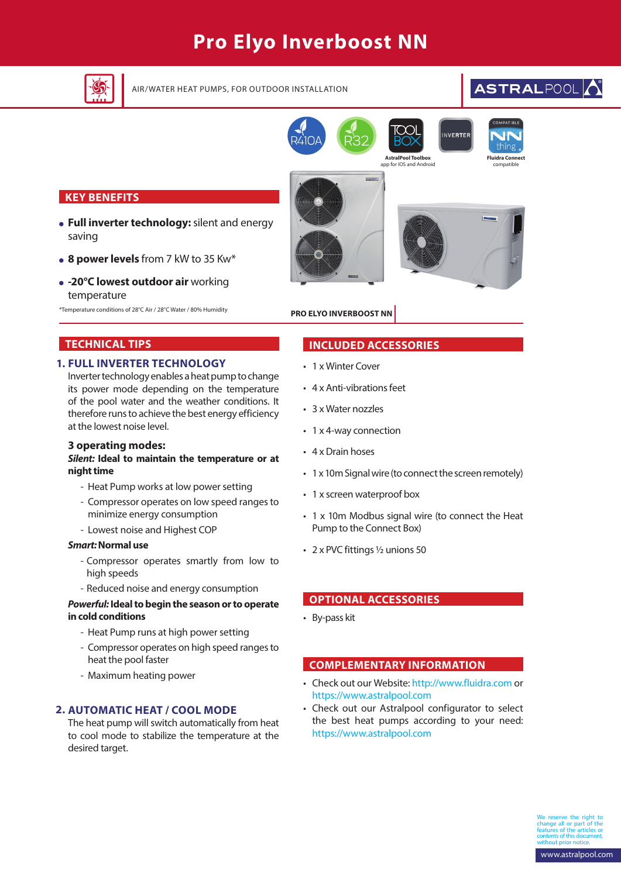# Pro Elyo Inverboost NN

AIR/WATER HEAT PUMPS, FOR OUTDOOR INSTALLATION

ASTRALPOOL

R410A R32

AstralPool Toolbox
app for IOS and Android

INVERTER

Fluidra Connect
compatible

PRO ELYO INVERBOOST NN

## KEY BENEFITS

- **Full inverter technology:** silent and energy saving
- **8 power levels** from 7 kW to 35 Kw*
- **-20°C lowest outdoor air** working temperature

*Temperature conditions of 28°C Air / 28°C Water / 80% Humidity

## TECHNICAL TIPS

### 1. FULL INVERTER TECHNOLOGY

Inverter technology enables a heat pump to change its power mode depending on the temperature of the pool water and the weather conditions. It therefore runs to achieve the best energy efficiency at the lowest noise level.

**3 operating modes:**

***Silent:* Ideal to maintain the temperature or at night time**

- Heat Pump works at low power setting
- Compressor operates on low speed ranges to minimize energy consumption
- Lowest noise and Highest COP

***Smart:* Normal use**

- Compressor operates smartly from low to high speeds
- Reduced noise and energy consumption

***Powerful:* Ideal to begin the season or to operate in cold conditions**

- Heat Pump runs at high power setting
- Compressor operates on high speed ranges to heat the pool faster
- Maximum heating power

### 2. AUTOMATIC HEAT / COOL MODE

The heat pump will switch automatically from heat to cool mode to stabilize the temperature at the desired target.

## INCLUDED ACCESSORIES

- 1 x Winter Cover
- 4 x Anti-vibrations feet
- 3 x Water nozzles
- 1 x 4-way connection
- 4 x Drain hoses
- 1 x 10m Signal wire (to connect the screen remotely)
- 1 x screen waterproof box
- 1 x 10m Modbus signal wire (to connect the Heat Pump to the Connect Box)
- 2 x PVC fittings ½ unions 50

## OPTIONAL ACCESSORIES

- By-pass kit

## COMPLEMENTARY INFORMATION

- Check out our Website: http://www.fluidra.com or https://www.astralpool.com
- Check out our Astralpool configurator to select the best heat pumps according to your need: https://www.astralpool.com

We reserve the right to change all or part of the features of the articles or contents of this document, without prior notice.

www.astralpool.com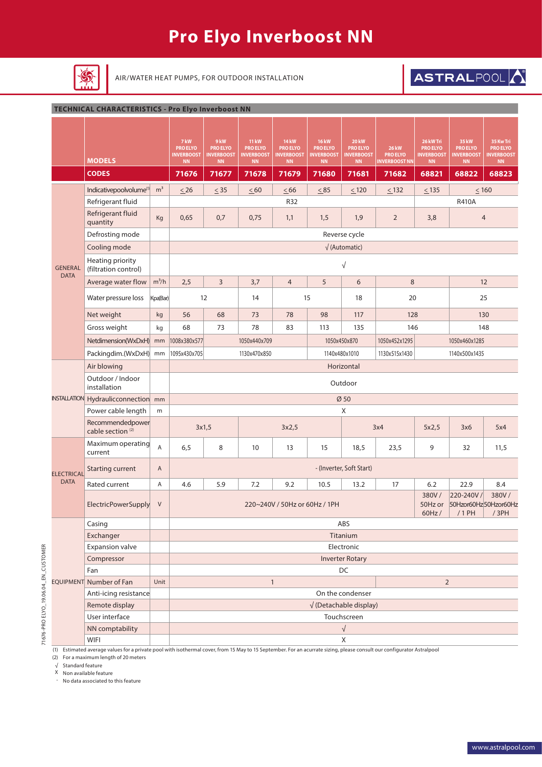# Pro Elyo Inverboost NN

AIR/WATER HEAT PUMPS, FOR OUTDOOR INSTALLATION

ASTRALPOOL

## TECHNICAL CHARACTERISTICS - Pro Elyo Inverboost NN

| | MODELS | | 7 kW PRO ELYO INVERBOOST NN | 9 kW PRO ELYO INVERBOOST NN | 11 kW PRO ELYO INVERBOOST NN | 14 kW PRO ELYO INVERBOOST NN | 16 kW PRO ELYO INVERBOOST NN | 20 kW PRO ELYO INVERBOOST NN | 26 kW PRO ELYO INVERBOOST NN | 26 kW Tri PRO ELYO INVERBOOST NN | 35 kW PRO ELYO INVERBOOST NN | 35 Kw Tri PRO ELYO INVERBOOST NN |
|---|---|---|---|---|---|---|---|---|---|---|---|---|
| | **CODES** | | **71676** | **71677** | **71678** | **71679** | **71680** | **71681** | **71682** | **68821** | **68822** | **68823** |
| GENERAL DATA | Indicative pool volume (1) | $m^3$ | ≤ 26 | ≤ 35 | ≤ 60 | ≤ 66 | ≤ 85 | ≤ 120 | ≤ 132 | ≤ 135 | ≤ 160 | |
| | Refrigerant fluid | | R32 | | | | | | | R410A | | |
| | Refrigerant fluid quantity | Kg | 0,65 | 0,7 | 0,75 | 1,1 | 1,5 | 1,9 | 2 | 3,8 | 4 | |
| | Defrosting mode | | Reverse cycle | | | | | | | | | |
| | Cooling mode | | √ (Automatic) | | | | | | | | | |
| | Heating priority (filtration control) | | √ | | | | | | | | | |
| | Average water flow | $m^3/h$ | 2,5 | 3 | 3,7 | 4 | 5 | 6 | 8 | | 12 | |
| | Water pressure loss | Kpa(Bar) | 12 | | 14 | 15 | | 18 | 20 | | 25 | |
| | Net weight | kg | 56 | 68 | 73 | 78 | 98 | 117 | 128 | | 130 | |
| | Gross weight | kg | 68 | 73 | 78 | 83 | 113 | 135 | 146 | | 148 | |
| | Net dimension (WxDxH) | mm | 1008x380x577 | 1050x440x709 | | | 1050x450x870 | | 1050x452x1295 | 1050x460x1285 | | |
| | Packing dim. (WxDxH) | mm | 1095x430x705 | 1130x470x850 | | | 1140x480x1010 | | 1130x515x1430 | 1140x500x1435 | | |
| INSTALLATION | Air blowing | | Horizontal | | | | | | | | | |
| | Outdoor / Indoor installation | | Outdoor | | | | | | | | | |
| | Hydraulic connection | mm | Ø 50 | | | | | | | | | |
| | Power cable length | m | X | | | | | | | | | |
| | Recommended power cable section (2) | | 3x1,5 | | 3x2,5 | | | 3x4 | | 5x2,5 | 3x6 | 5x4 |
| ELECTRICAL DATA | Maximum operating current | A | 6,5 | 8 | 10 | 13 | 15 | 18,5 | 23,5 | 9 | 32 | 11,5 |
| | Starting current | A | - (Inverter, Soft Start) | | | | | | | | | |
| | Rated current | A | 4.6 | 5.9 | 7.2 | 9.2 | 10.5 | 13.2 | 17 | 6.2 | 22.9 | 8.4 |
| | Electric Power Supply | V | 220~240V / 50Hz or 60Hz / 1PH | | | | | | | 380V / 50Hz or 60Hz / | 220-240V / 50Hz or 60Hz / 1 PH | 380V / 50Hz or 60Hz / 3PH |
| EQUIPMENT | Casing | | ABS | | | | | | | | | |
| | Exchanger | | Titanium | | | | | | | | | |
| | Expansion valve | | Electronic | | | | | | | | | |
| | Compressor | | Inverter Rotary | | | | | | | | | |
| | Fan | | DC | | | | | | | | | |
| | Number of Fan | Unit | 1 | | | | | | 2 | | | |
| | Anti-icing resistance | | On the condenser | | | | | | | | | |
| | Remote display | | √ (Detachable display) | | | | | | | | | |
| | User interface | | Touchscreen | | | | | | | | | |
| | NN comptability | | √ | | | | | | | | | |
| | WIFI | | X | | | | | | | | | |

(1) Estimated average values for a private pool with isothermal cover, from 15 May to 15 September. For an acurrate sizing, please consult our configurator Astralpool
(2) For a maximum length of 20 meters
√ Standard feature
X Non available feature
\- No data associated to this feature

71676-PRO ELYO_19.06.04_EN_CUSTOMER

www.astralpool.com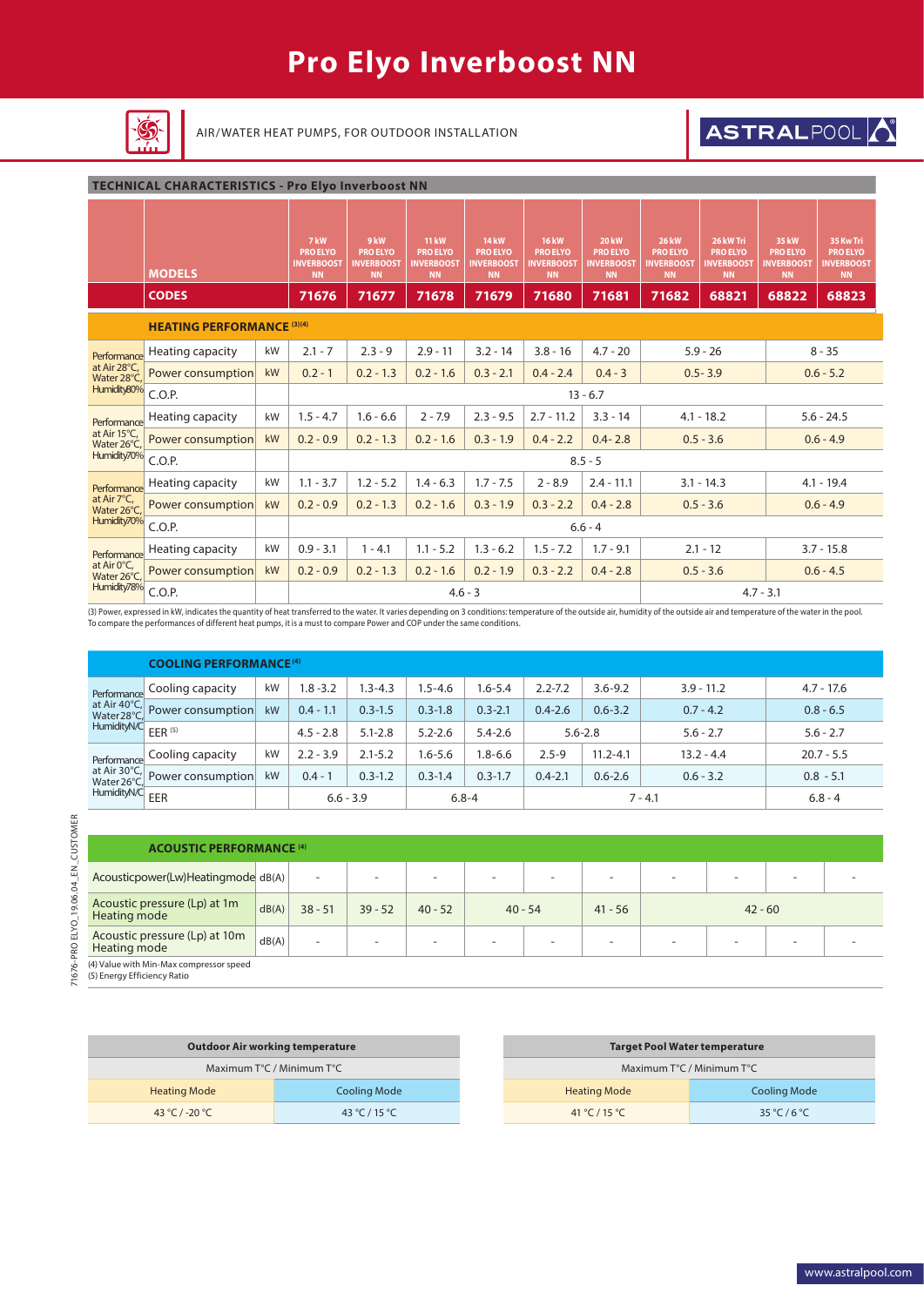# Pro Elyo Inverboost NN

AIR/WATER HEAT PUMPS, FOR OUTDOOR INSTALLATION

ASTRALPOOL

## TECHNICAL CHARACTERISTICS - Pro Elyo Inverboost NN

| | MODELS | | 7 kW PRO ELYO INVERBOOST NN | 9 kW PRO ELYO INVERBOOST NN | 11 kW PRO ELYO INVERBOOST NN | 14 kW PRO ELYO INVERBOOST NN | 16 kW PRO ELYO INVERBOOST NN | 20 kW PRO ELYO INVERBOOST NN | 26 kW PRO ELYO INVERBOOST NN | 26 kW Tri PRO ELYO INVERBOOST NN | 35 kW PRO ELYO INVERBOOST NN | 35 Kw Tri PRO ELYO INVERBOOST NN |
|---|---|---|---|---|---|---|---|---|---|---|---|---|
| | **CODES** | | **71676** | **71677** | **71678** | **71679** | **71680** | **71681** | **71682** | **68821** | **68822** | **68823** |
| | **HEATING PERFORMANCE (3)(4)** | | | | | | | | | | | |
| Performance at Air 28°C, Water 28°C, Humidity80% | Heating capacity | kW | 2.1 - 7 | 2.3 - 9 | 2.9 - 11 | 3.2 - 14 | 3.8 - 16 | 4.7 - 20 | 5.9 - 26 | | 8 - 35 | |
| | Power consumption | kW | 0.2 - 1 | 0.2 - 1.3 | 0.2 - 1.6 | 0.3 - 2.1 | 0.4 - 2.4 | 0.4 - 3 | 0.5- 3.9 | | 0.6 - 5.2 | |
| | C.O.P. | | 13 - 6.7 | | | | | | | | | |
| Performance at Air 15°C, Water 26°C, Humidity70% | Heating capacity | kW | 1.5 - 4.7 | 1.6 - 6.6 | 2 - 7.9 | 2.3 - 9.5 | 2.7 - 11.2 | 3.3 - 14 | 4.1 - 18.2 | | 5.6 - 24.5 | |
| | Power consumption | kW | 0.2 - 0.9 | 0.2 - 1.3 | 0.2 - 1.6 | 0.3 - 1.9 | 0.4 - 2.2 | 0.4- 2.8 | 0.5 - 3.6 | | 0.6 - 4.9 | |
| | C.O.P. | | 8.5 - 5 | | | | | | | | | |
| Performance at Air 7°C, Water 26°C, Humidity70% | Heating capacity | kW | 1.1 - 3.7 | 1.2 - 5.2 | 1.4 - 6.3 | 1.7 - 7.5 | 2 - 8.9 | 2.4 - 11.1 | 3.1 - 14.3 | | 4.1 - 19.4 | |
| | Power consumption | kW | 0.2 - 0.9 | 0.2 - 1.3 | 0.2 - 1.6 | 0.3 - 1.9 | 0.3 - 2.2 | 0.4 - 2.8 | 0.5 - 3.6 | | 0.6 - 4.9 | |
| | C.O.P. | | 6.6 - 4 | | | | | | | | | |
| Performance at Air 0°C, Water 26°C, Humidity78% | Heating capacity | kW | 0.9 - 3.1 | 1 - 4.1 | 1.1 - 5.2 | 1.3 - 6.2 | 1.5 - 7.2 | 1.7 - 9.1 | 2.1 - 12 | | 3.7 - 15.8 | |
| | Power consumption | kW | 0.2 - 0.9 | 0.2 - 1.3 | 0.2 - 1.6 | 0.2 - 1.9 | 0.3 - 2.2 | 0.4 - 2.8 | 0.5 - 3.6 | | 0.6 - 4.5 | |
| | C.O.P. | | 4.6 - 3 | | | | | | 4.7 - 3.1 | | | |

(3) Power, expressed in kW, indicates the quantity of heat transferred to the water. It varies depending on 3 conditions: temperature of the outside air, humidity of the outside air and temperature of the water in the pool. To compare the performances of different heat pumps, it is a must to compare Power and COP under the same conditions.

| | **COOLING PERFORMANCE (4)** | | 7 kW | 9 kW | 11 kW | 14 kW | 16 kW | 20 kW | 26 kW | 26 kW Tri | 35 kW | 35 Kw Tri |
|---|---|---|---|---|---|---|---|---|---|---|---|---|
| Performance at Air 40°C, Water 28°C, Humidity N/C | Cooling capacity | kW | 1.8 -3.2 | 1.3-4.3 | 1.5-4.6 | 1.6-5.4 | 2.2-7.2 | 3.6-9.2 | 3.9 - 11.2 | | 4.7 - 17.6 | |
| | Power consumption | kW | 0.4 - 1.1 | 0.3-1.5 | 0.3-1.8 | 0.3-2.1 | 0.4-2.6 | 0.6-3.2 | 0.7 - 4.2 | | 0.8 - 6.5 | |
| | EER (5) | | 4.5 - 2.8 | 5.1-2.8 | 5.2-2.6 | 5.4-2.6 | 5.6-2.8 | | 5.6 - 2.7 | | 5.6 - 2.7 | |
| Performance at Air 30°C, Water 26°C, Humidity N/C | Cooling capacity | kW | 2.2 - 3.9 | 2.1-5.2 | 1.6-5.6 | 1.8-6.6 | 2.5-9 | 11.2-4.1 | 13.2 - 4.4 | | 20.7 - 5.5 | |
| | Power consumption | kW | 0.4 - 1 | 0.3-1.2 | 0.3-1.4 | 0.3-1.7 | 0.4-2.1 | 0.6-2.6 | 0.6 - 3.2 | | 0.8 - 5.1 | |
| | EER | | 6.6 - 3.9 | | 6.8-4 | | 7 - 4.1 | | | | 6.8 - 4 | |

| | **ACOUSTIC PERFORMANCE (4)** | | 7 kW | 9 kW | 11 kW | 14 kW | 16 kW | 20 kW | 26 kW | 26 kW Tri | 35 kW | 35 Kw Tri |
|---|---|---|---|---|---|---|---|---|---|---|---|---|
| | Acoustic power (Lw) Heating mode | dB(A) | - | - | - | - | - | - | - | - | - | - |
| | Acoustic pressure (Lp) at 1m Heating mode | dB(A) | 38 - 51 | 39 - 52 | 40 - 52 | 40 - 54 | | 41 - 56 | 42 - 60 | | | |
| | Acoustic pressure (Lp) at 10m Heating mode | dB(A) | - | - | - | - | - | - | - | - | - | - |

(4) Value with Min-Max compressor speed
(5) Energy Efficiency Ratio

| Outdoor Air working temperature | |
|---|---|
| Maximum T°C / Minimum T°C | |
| Heating Mode | Cooling Mode |
| 43 °C / -20 °C | 43 °C / 15 °C |

| Target Pool Water temperature | |
|---|---|
| Maximum T°C / Minimum T°C | |
| Heating Mode | Cooling Mode |
| 41 °C / 15 °C | 35 °C / 6 °C |

71676-PRO ELYO_19.06.04_EN_CUSTOMER

www.astralpool.com